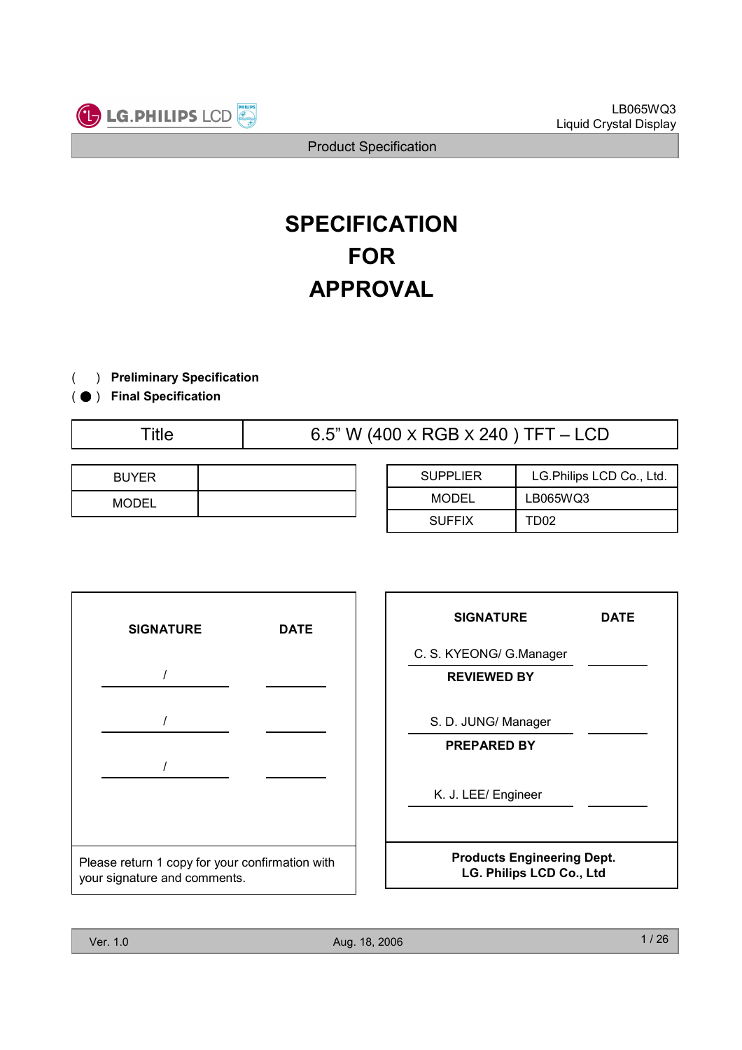# SPECIFICATION
# FOR
# APPROVAL

( ) **Preliminary Specification**
( ● ) **Final Specification**

| Title | 6.5" W (400 x RGB x 240 ) TFT – LCD |
|---|---|

| BUYER | |
|---|---|
| MODEL | |

| SUPPLIER | LG.Philips LCD Co., Ltd. |
|---|---|
| MODEL | LB065WQ3 |
| SUFFIX | TD02 |

| SIGNATURE | DATE |
|---|---|
| / | |
| / | |
| / | |

Please return 1 copy for your confirmation with your signature and comments.

| SIGNATURE | DATE |
|---|---|
| C. S. KYEONG/ G.Manager | |
| **REVIEWED BY** | |
| S. D. JUNG/ Manager | |
| **PREPARED BY** | |
| K. J. LEE/ Engineer | |

**Products Engineering Dept.**
**LG. Philips LCD Co., Ltd**

Ver. 1.0 Aug. 18, 2006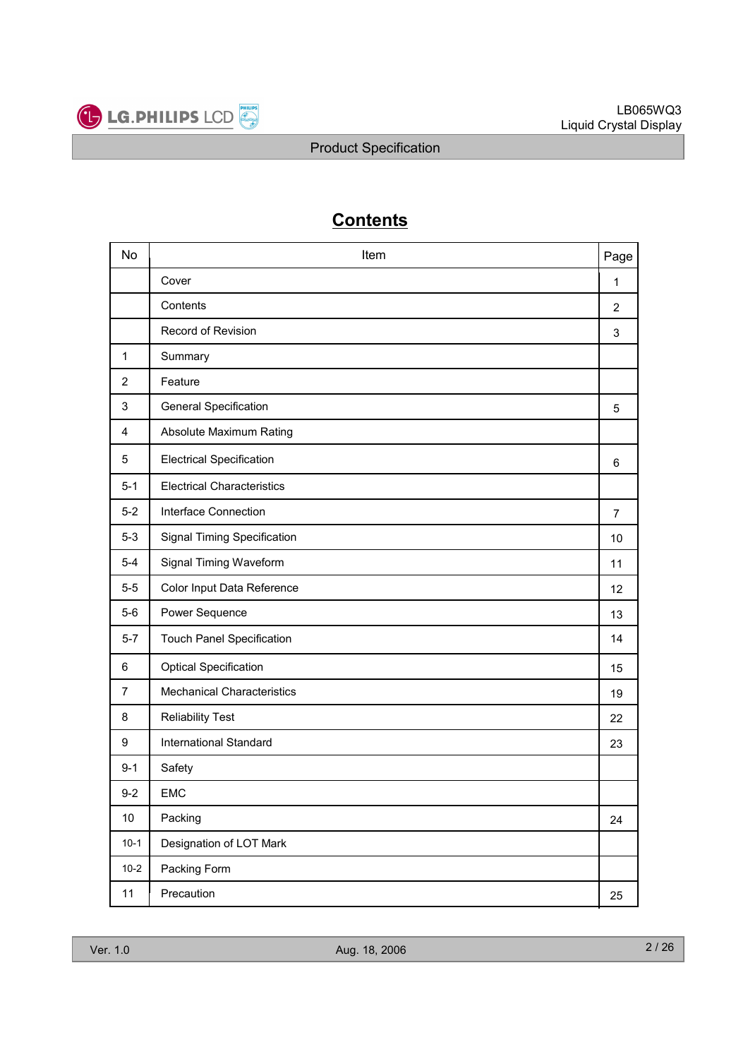# Contents

| No | Item | Page |
|---|---|---|
| | Cover | 1 |
| | Contents | 2 |
| | Record of Revision | 3 |
| 1 | Summary | |
| 2 | Feature | |
| 3 | General Specification | 5 |
| 4 | Absolute Maximum Rating | |
| 5 | Electrical Specification | 6 |
| 5-1 | Electrical Characteristics | |
| 5-2 | Interface Connection | 7 |
| 5-3 | Signal Timing Specification | 10 |
| 5-4 | Signal Timing Waveform | 11 |
| 5-5 | Color Input Data Reference | 12 |
| 5-6 | Power Sequence | 13 |
| 5-7 | Touch Panel Specification | 14 |
| 6 | Optical Specification | 15 |
| 7 | Mechanical Characteristics | 19 |
| 8 | Reliability Test | 22 |
| 9 | International Standard | 23 |
| 9-1 | Safety | |
| 9-2 | EMC | |
| 10 | Packing | 24 |
| 10-1 | Designation of LOT Mark | |
| 10-2 | Packing Form | |
| 11 | Precaution | 25 |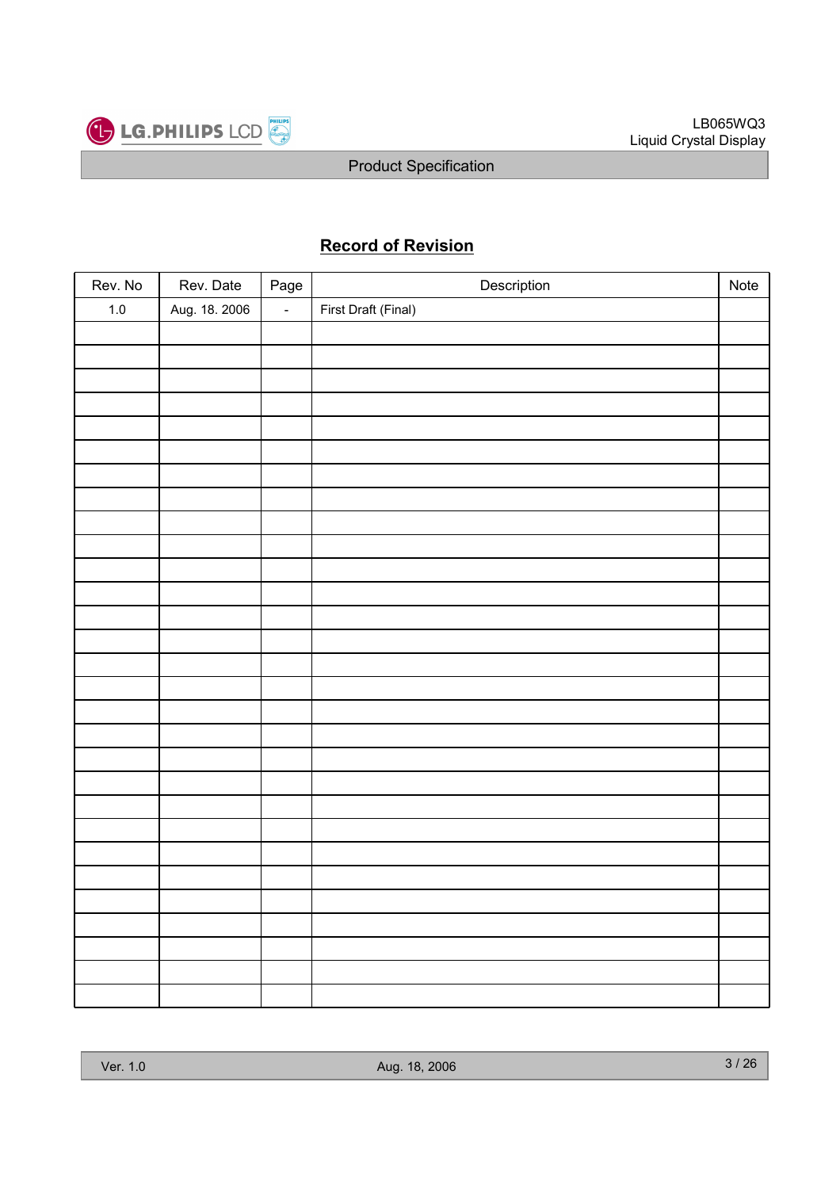# Record of Revision

| Rev. No | Rev. Date | Page | Description | Note |
|---|---|---|---|---|
| 1.0 | Aug. 18. 2006 | - | First Draft (Final) | |
| | | | | |
| | | | | |
| | | | | |
| | | | | |
| | | | | |
| | | | | |
| | | | | |
| | | | | |
| | | | | |
| | | | | |
| | | | | |
| | | | | |
| | | | | |
| | | | | |
| | | | | |
| | | | | |
| | | | | |
| | | | | |
| | | | | |
| | | | | |
| | | | | |
| | | | | |
| | | | | |
| | | | | |
| | | | | |
| | | | | |
| | | | | |
| | | | | |
| | | | | |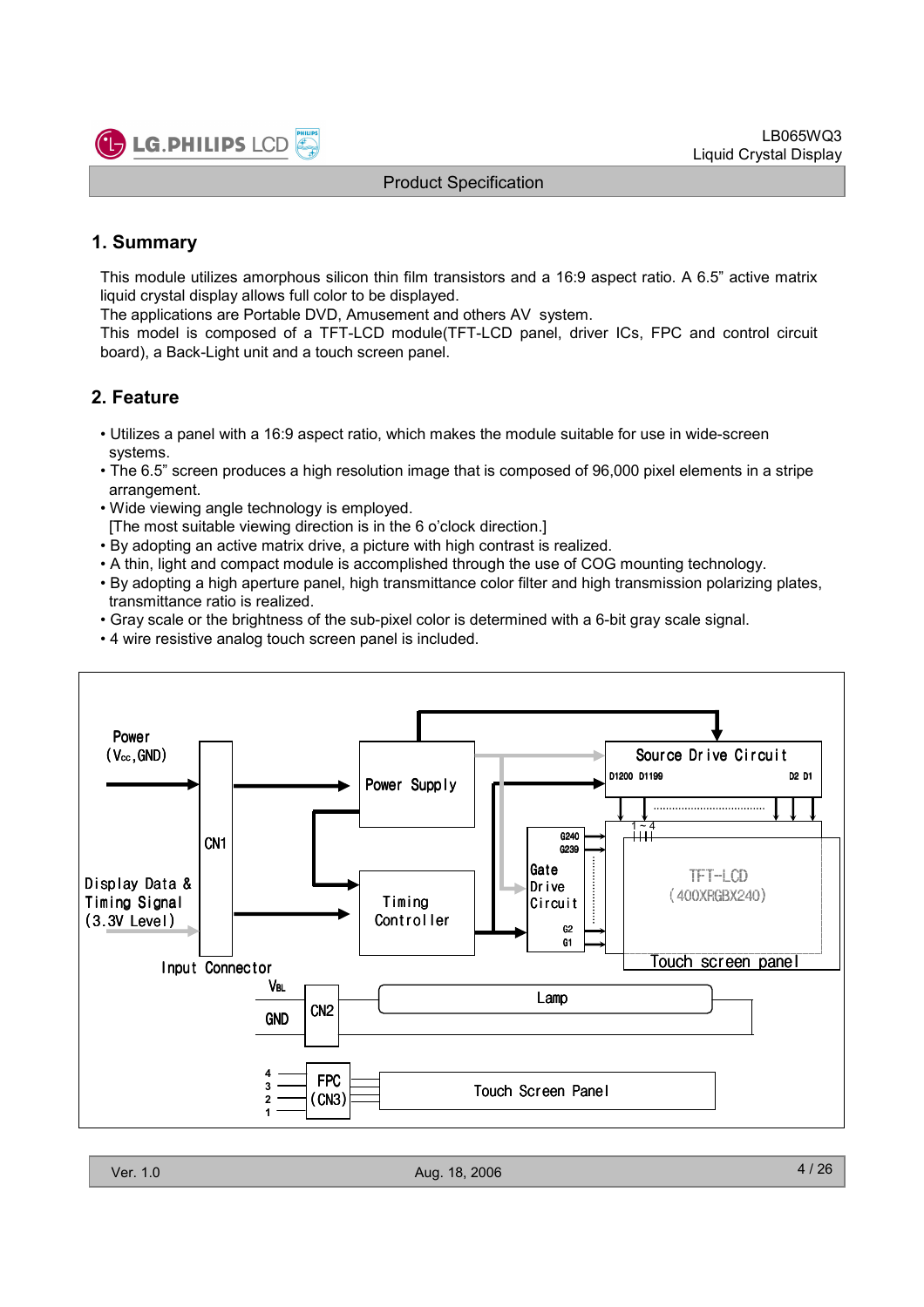## 1. Summary

This module utilizes amorphous silicon thin film transistors and a 16:9 aspect ratio. A 6.5" active matrix liquid crystal display allows full color to be displayed.
The applications are Portable DVD, Amusement and others AV system.
This model is composed of a TFT-LCD module(TFT-LCD panel, driver ICs, FPC and control circuit board), a Back-Light unit and a touch screen panel.

## 2. Feature

- Utilizes a panel with a 16:9 aspect ratio, which makes the module suitable for use in wide-screen systems.
- The 6.5" screen produces a high resolution image that is composed of 96,000 pixel elements in a stripe arrangement.
- Wide viewing angle technology is employed.
  [The most suitable viewing direction is in the 6 o'clock direction.]
- By adopting an active matrix drive, a picture with high contrast is realized.
- A thin, light and compact module is accomplished through the use of COG mounting technology.
- By adopting a high aperture panel, high transmittance color filter and high transmission polarizing plates, transmittance ratio is realized.
- Gray scale or the brightness of the sub-pixel color is determined with a 6-bit gray scale signal.
- 4 wire resistive analog touch screen panel is included.

Power ($V_{CC}$,GND)

Display Data & Timing Signal (3.3V Level)

CN1

Input Connector

Power Supply

Timing Controller

Source Drive Circuit

D1200 D1199 D2 D1

Gate Drive Circuit

G240 G239 G2 G1

1 ~ 4

TFT-LCD (400XRGBX240)

Touch screen panel

$V_{BL}$

GND

CN2

Lamp

4 3 2 1

FPC (CN3)

Touch Screen Panel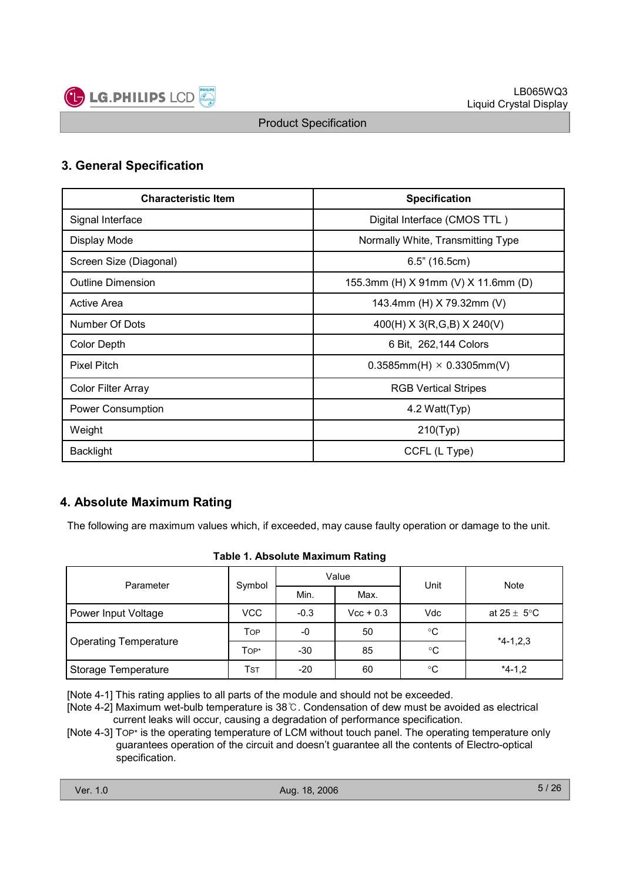## 3. General Specification

| Characteristic Item | Specification |
|---|---|
| Signal Interface | Digital Interface (CMOS TTL ) |
| Display Mode | Normally White, Transmitting Type |
| Screen Size (Diagonal) | 6.5" (16.5cm) |
| Outline Dimension | 155.3mm (H) X 91mm (V) X 11.6mm (D) |
| Active Area | 143.4mm (H) X 79.32mm (V) |
| Number Of Dots | 400(H) X 3(R,G,B) X 240(V) |
| Color Depth | 6 Bit, 262,144 Colors |
| Pixel Pitch | 0.3585mm(H) × 0.3305mm(V) |
| Color Filter Array | RGB Vertical Stripes |
| Power Consumption | 4.2 Watt(Typ) |
| Weight | 210(Typ) |
| Backlight | CCFL (L Type) |

## 4. Absolute Maximum Rating

The following are maximum values which, if exceeded, may cause faulty operation or damage to the unit.

**Table 1. Absolute Maximum Rating**

| Parameter | Symbol | Value | | Unit | Note |
|---|---|---|---|---|---|
| | | Min. | Max. | | |
| Power Input Voltage | VCC | -0.3 | Vcc + 0.3 | Vdc | at 25 ± 5°C |
| Operating Temperature | $T_{OP}$ | -0 | 50 | °C | *4-1,2,3 |
| | $T_{OP^*}$ | -30 | 85 | °C | |
| Storage Temperature | $T_{ST}$ | -20 | 60 | °C | *4-1,2 |

[Note 4-1] This rating applies to all parts of the module and should not be exceeded.

[Note 4-2] Maximum wet-bulb temperature is 38℃. Condensation of dew must be avoided as electrical current leaks will occur, causing a degradation of performance specification.

[Note 4-3] $T_{OP^*}$ is the operating temperature of LCM without touch panel. The operating temperature only guarantees operation of the circuit and doesn't guarantee all the contents of Electro-optical specification.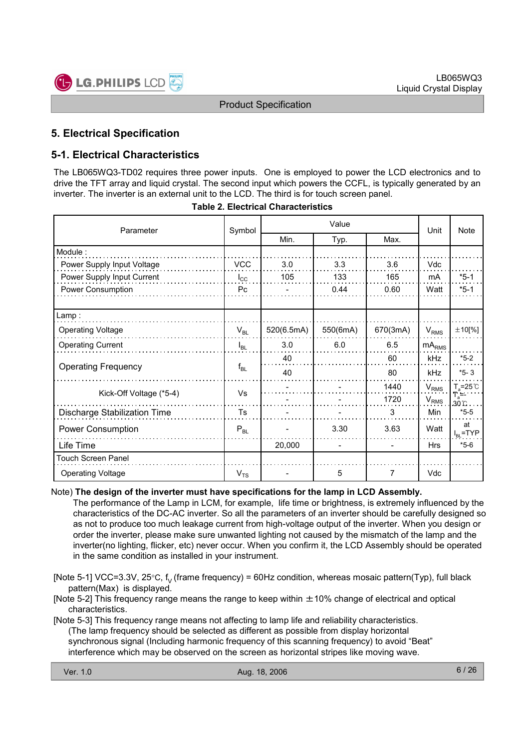## 5. Electrical Specification

### 5-1. Electrical Characteristics

The LB065WQ3-TD02 requires three power inputs. One is employed to power the LCD electronics and to drive the TFT array and liquid crystal. The second input which powers the CCFL, is typically generated by an inverter. The inverter is an external unit to the LCD. The third is for touch screen panel.

**Table 2. Electrical Characteristics**

| Parameter | Symbol | Value | | | Unit | Note |
|---|---|---|---|---|---|---|
| | | Min. | Typ. | Max. | | |
| Module : | | | | | | |
| Power Supply Input Voltage | VCC | 3.0 | 3.3 | 3.6 | Vdc | |
| Power Supply Input Current | $I_{CC}$ | 105 | 133 | 165 | mA | *5-1 |
| Power Consumption | Pc | - | 0.44 | 0.60 | Watt | *5-1 |
| Lamp : | | | | | | |
| Operating Voltage | $V_{BL}$ | 520(6.5mA) | 550(6mA) | 670(3mA) | $V_{RMS}$ | ±10[%] |
| Operating Current | $I_{BL}$ | 3.0 | 6.0 | 6.5 | $mA_{RMS}$ | |
| Operating Frequency | $f_{BL}$ | 40 | | 60 | kHz | *5-2 |
| | | 40 | | 80 | kHz | *5- 3 |
| Kick-Off Voltage (*5-4) | Vs | - | - | 1440 | $V_{RMS}$ | $T_a$=25℃ |
| | | - | - | 1720 | $V_{RMS}$ | $T_a$=-30℃ |
| Discharge Stabilization Time | Ts | - | - | 3 | Min | *5-5 |
| Power Consumption | $P_{BL}$ | - | 3.30 | 3.63 | Watt | at $I_{BL}$=TYP |
| Life Time | | 20,000 | - | - | Hrs | *5-6 |
| Touch Screen Panel | | | | | | |
| Operating Voltage | $V_{TS}$ | - | 5 | 7 | Vdc | |

Note) **The design of the inverter must have specifications for the lamp in LCD Assembly.**
The performance of the Lamp in LCM, for example, life time or brightness, is extremely influenced by the characteristics of the DC-AC inverter. So all the parameters of an inverter should be carefully designed so as not to produce too much leakage current from high-voltage output of the inverter. When you design or order the inverter, please make sure unwanted lighting not caused by the mismatch of the lamp and the inverter(no lighting, flicker, etc) never occur. When you confirm it, the LCD Assembly should be operated in the same condition as installed in your instrument.

[Note 5-1] VCC=3.3V, 25°C, $f_V$ (frame frequency) = 60Hz condition, whereas mosaic pattern(Typ), full black pattern(Max) is displayed.

[Note 5-2] This frequency range means the range to keep within ±10% change of electrical and optical characteristics.

[Note 5-3] This frequency range means not affecting to lamp life and reliability characteristics.
(The lamp frequency should be selected as different as possible from display horizontal synchronous signal (Including harmonic frequency of this scanning frequency) to avoid "Beat" interference which may be observed on the screen as horizontal stripes like moving wave.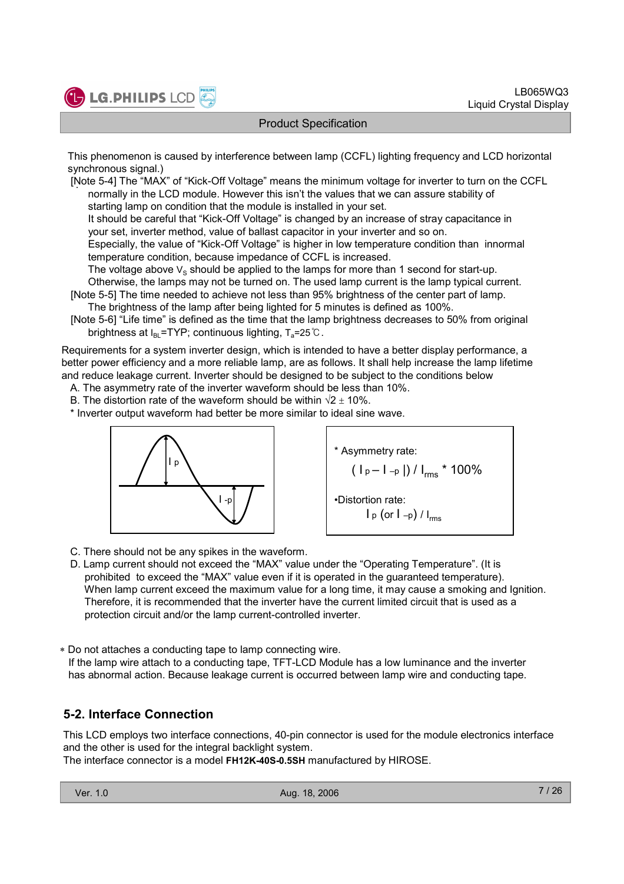This phenomenon is caused by interference between lamp (CCFL) lighting frequency and LCD horizontal synchronous signal.)

[Note 5-4] The "MAX" of "Kick-Off Voltage" means the minimum voltage for inverter to turn on the CCFL normally in the LCD module. However this isn't the values that we can assure stability of starting lamp on condition that the module is installed in your set.
It should be careful that "Kick-Off Voltage" is changed by an increase of stray capacitance in your set, inverter method, value of ballast capacitor in your inverter and so on.
Especially, the value of "Kick-Off Voltage" is higher in low temperature condition than innormal temperature condition, because impedance of CCFL is increased.
The voltage above $V_S$ should be applied to the lamps for more than 1 second for start-up.
Otherwise, the lamps may not be turned on. The used lamp current is the lamp typical current.

[Note 5-5] The time needed to achieve not less than 95% brightness of the center part of lamp.
The brightness of the lamp after being lighted for 5 minutes is defined as 100%.

[Note 5-6] "Life time" is defined as the time that the lamp brightness decreases to 50% from original brightness at $I_{BL}$=TYP; continuous lighting, $T_a$=25℃.

Requirements for a system inverter design, which is intended to have a better display performance, a better power efficiency and a more reliable lamp, are as follows. It shall help increase the lamp lifetime and reduce leakage current. Inverter should be designed to be subject to the conditions below

A. The asymmetry rate of the inverter waveform should be less than 10%.
B. The distortion rate of the waveform should be within $\sqrt{2} \pm 10\%$.
* Inverter output waveform had better be more similar to ideal sine wave.

* Asymmetry rate:

$$(\,|I_p - I_{-p}|\,) / I_{rms} * 100\%$$

•Distortion rate:

$$I_p \text{ (or } I_{-p}) / I_{rms}$$

C. There should not be any spikes in the waveform.
D. Lamp current should not exceed the "MAX" value under the "Operating Temperature". (It is prohibited to exceed the "MAX" value even if it is operated in the guaranteed temperature).
When lamp current exceed the maximum value for a long time, it may cause a smoking and Ignition.
Therefore, it is recommended that the inverter have the current limited circuit that is used as a protection circuit and/or the lamp current-controlled inverter.

∗ Do not attaches a conducting tape to lamp connecting wire.
If the lamp wire attach to a conducting tape, TFT-LCD Module has a low luminance and the inverter has abnormal action. Because leakage current is occurred between lamp wire and conducting tape.

## 5-2. Interface Connection

This LCD employs two interface connections, 40-pin connector is used for the module electronics interface and the other is used for the integral backlight system.
The interface connector is a model **FH12K-40S-0.5SH** manufactured by HIROSE.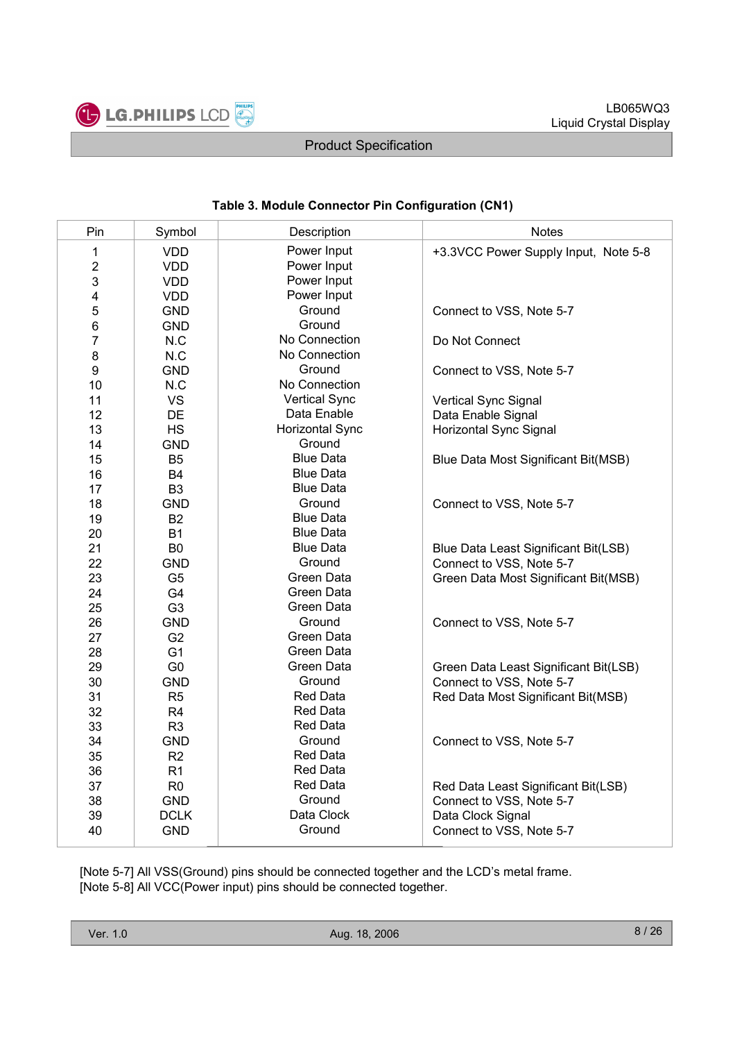**Table 3. Module Connector Pin Configuration (CN1)**

| Pin | Symbol | Description | Notes |
|---|---|---|---|
| 1 | VDD | Power Input | +3.3VCC Power Supply Input,  Note 5-8 |
| 2 | VDD | Power Input | |
| 3 | VDD | Power Input | |
| 4 | VDD | Power Input | |
| 5 | GND | Ground | Connect to VSS, Note 5-7 |
| 6 | GND | Ground | |
| 7 | N.C | No Connection | Do Not Connect |
| 8 | N.C | No Connection | |
| 9 | GND | Ground | Connect to VSS, Note 5-7 |
| 10 | N.C | No Connection | |
| 11 | VS | Vertical Sync | Vertical Sync Signal |
| 12 | DE | Data Enable | Data Enable Signal |
| 13 | HS | Horizontal Sync | Horizontal Sync Signal |
| 14 | GND | Ground | |
| 15 | B5 | Blue Data | Blue Data Most Significant Bit(MSB) |
| 16 | B4 | Blue Data | |
| 17 | B3 | Blue Data | |
| 18 | GND | Ground | Connect to VSS, Note 5-7 |
| 19 | B2 | Blue Data | |
| 20 | B1 | Blue Data | |
| 21 | B0 | Blue Data | Blue Data Least Significant Bit(LSB) |
| 22 | GND | Ground | Connect to VSS, Note 5-7 |
| 23 | G5 | Green Data | Green Data Most Significant Bit(MSB) |
| 24 | G4 | Green Data | |
| 25 | G3 | Green Data | |
| 26 | GND | Ground | Connect to VSS, Note 5-7 |
| 27 | G2 | Green Data | |
| 28 | G1 | Green Data | |
| 29 | G0 | Green Data | Green Data Least Significant Bit(LSB) |
| 30 | GND | Ground | Connect to VSS, Note 5-7 |
| 31 | R5 | Red Data | Red Data Most Significant Bit(MSB) |
| 32 | R4 | Red Data | |
| 33 | R3 | Red Data | |
| 34 | GND | Ground | Connect to VSS, Note 5-7 |
| 35 | R2 | Red Data | |
| 36 | R1 | Red Data | |
| 37 | R0 | Red Data | Red Data Least Significant Bit(LSB) |
| 38 | GND | Ground | Connect to VSS, Note 5-7 |
| 39 | DCLK | Data Clock | Data Clock Signal |
| 40 | GND | Ground | Connect to VSS, Note 5-7 |

[Note 5-7] All VSS(Ground) pins should be connected together and the LCD's metal frame.
[Note 5-8] All VCC(Power input) pins should be connected together.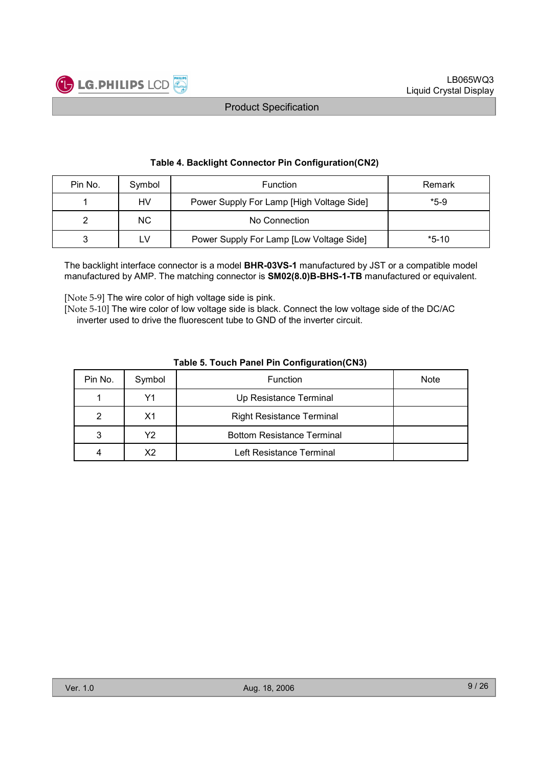**Table 4. Backlight Connector Pin Configuration(CN2)**

| Pin No. | Symbol | Function | Remark |
|---|---|---|---|
| 1 | HV | Power Supply For Lamp [High Voltage Side] | *5-9 |
| 2 | NC | No Connection | |
| 3 | LV | Power Supply For Lamp [Low Voltage Side] | *5-10 |

The backlight interface connector is a model **BHR-03VS-1** manufactured by JST or a compatible model manufactured by AMP. The matching connector is **SM02(8.0)B-BHS-1-TB** manufactured or equivalent.

[Note 5-9] The wire color of high voltage side is pink.
[Note 5-10] The wire color of low voltage side is black. Connect the low voltage side of the DC/AC inverter used to drive the fluorescent tube to GND of the inverter circuit.

**Table 5. Touch Panel Pin Configuration(CN3)**

| Pin No. | Symbol | Function | Note |
|---|---|---|---|
| 1 | Y1 | Up Resistance Terminal | |
| 2 | X1 | Right Resistance Terminal | |
| 3 | Y2 | Bottom Resistance Terminal | |
| 4 | X2 | Left Resistance Terminal | |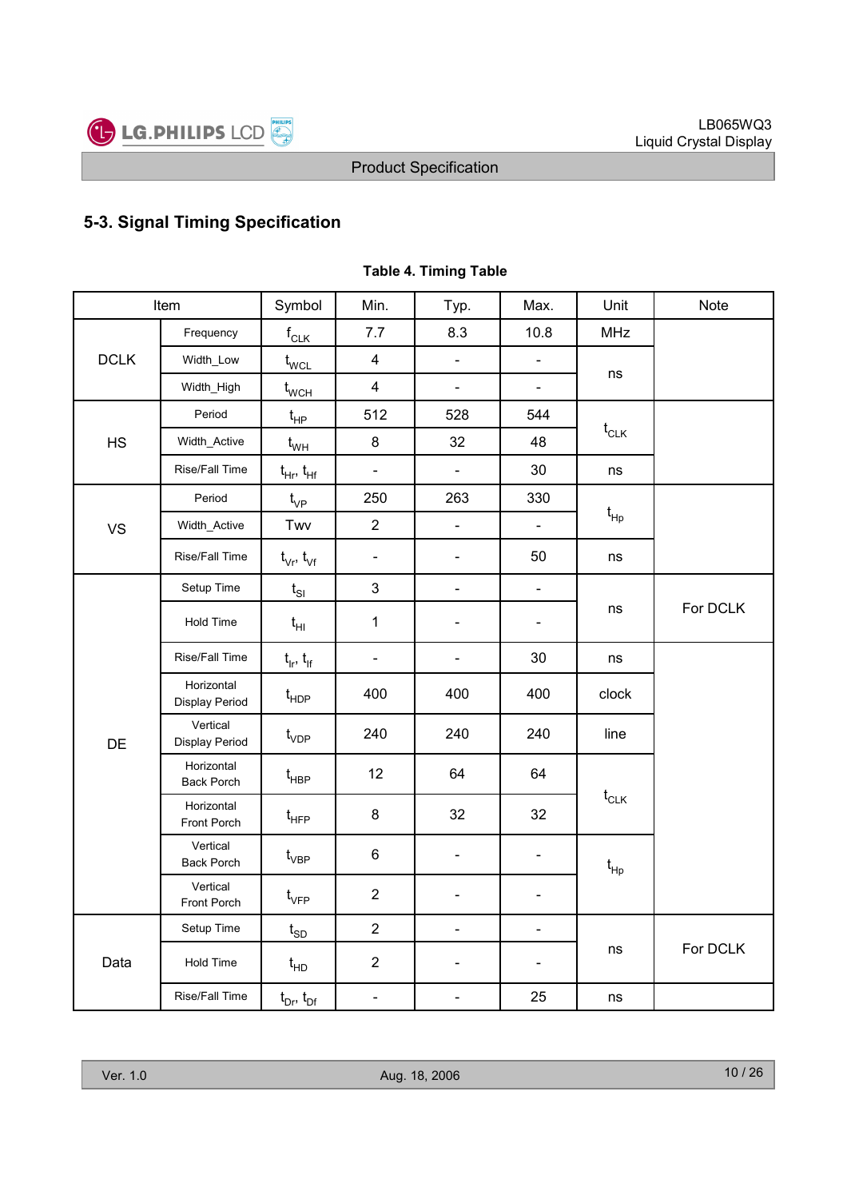## 5-3. Signal Timing Specification

**Table 4. Timing Table**

| Item | | Symbol | Min. | Typ. | Max. | Unit | Note |
|---|---|---|---|---|---|---|---|
| DCLK | Frequency | $f_{CLK}$ | 7.7 | 8.3 | 10.8 | MHz | |
| | Width_Low | $t_{WCL}$ | 4 | - | - | ns | |
| | Width_High | $t_{WCH}$ | 4 | - | - | | |
| HS | Period | $t_{HP}$ | 512 | 528 | 544 | $t_{CLK}$ | |
| | Width_Active | $t_{WH}$ | 8 | 32 | 48 | | |
| | Rise/Fall Time | $t_{Hr}$, $t_{Hf}$ | - | - | 30 | ns | |
| VS | Period | $t_{VP}$ | 250 | 263 | 330 | $t_{Hp}$ | |
| | Width_Active | Twv | 2 | - | - | | |
| | Rise/Fall Time | $t_{Vr}$, $t_{Vf}$ | - | - | 50 | ns | |
| DE | Setup Time | $t_{SI}$ | 3 | - | - | ns | For DCLK |
| | Hold Time | $t_{HI}$ | 1 | - | - | | |
| | Rise/Fall Time | $t_{Ir}$, $t_{If}$ | - | - | 30 | ns | |
| | Horizontal Display Period | $t_{HDP}$ | 400 | 400 | 400 | clock | |
| | Vertical Display Period | $t_{VDP}$ | 240 | 240 | 240 | line | |
| | Horizontal Back Porch | $t_{HBP}$ | 12 | 64 | 64 | $t_{CLK}$ | |
| | Horizontal Front Porch | $t_{HFP}$ | 8 | 32 | 32 | | |
| | Vertical Back Porch | $t_{VBP}$ | 6 | - | - | $t_{Hp}$ | |
| | Vertical Front Porch | $t_{VFP}$ | 2 | - | - | | |
| Data | Setup Time | $t_{SD}$ | 2 | - | - | ns | For DCLK |
| | Hold Time | $t_{HD}$ | 2 | - | - | | |
| | Rise/Fall Time | $t_{Dr}$, $t_{Df}$ | - | - | 25 | ns | |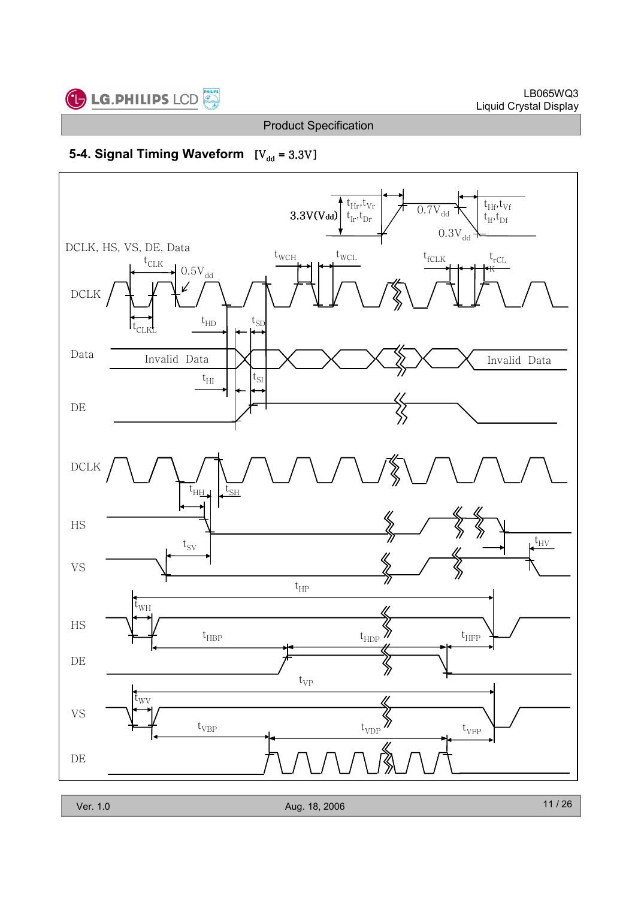## 5-4. Signal Timing Waveform [$V_{dd}$ = 3.3V]

3.3V($V_{dd}$)

$t_{Hr}, t_{Vr}$

$t_{Ir}, t_{Dr}$

$0.7V_{dd}$

$t_{Hf}, t_{Vf}$

$t_{If}, t_{Df}$

$0.3V_{dd}$

DCLK, HS, VS, DE, Data

$t_{CLK}$

$0.5V_{dd}$

$t_{WCH}$

$t_{WCL}$

$t_{fCLK}$

$t_{rCLK}$

DCLK

$t_{CLKL}$

$t_{HD}$

$t_{SD}$

Data

Invalid Data

Invalid Data

$t_{HI}$

$t_{SI}$

DE

DCLK

$t_{HH}$

$t_{SH}$

HS

$t_{SV}$

$t_{HV}$

VS

$t_{HP}$

$t_{WH}$

HS

$t_{HBP}$

$t_{HDP}$

$t_{HFP}$

DE

$t_{VP}$

$t_{WV}$

VS

$t_{VBP}$

$t_{VDP}$

$t_{VFP}$

DE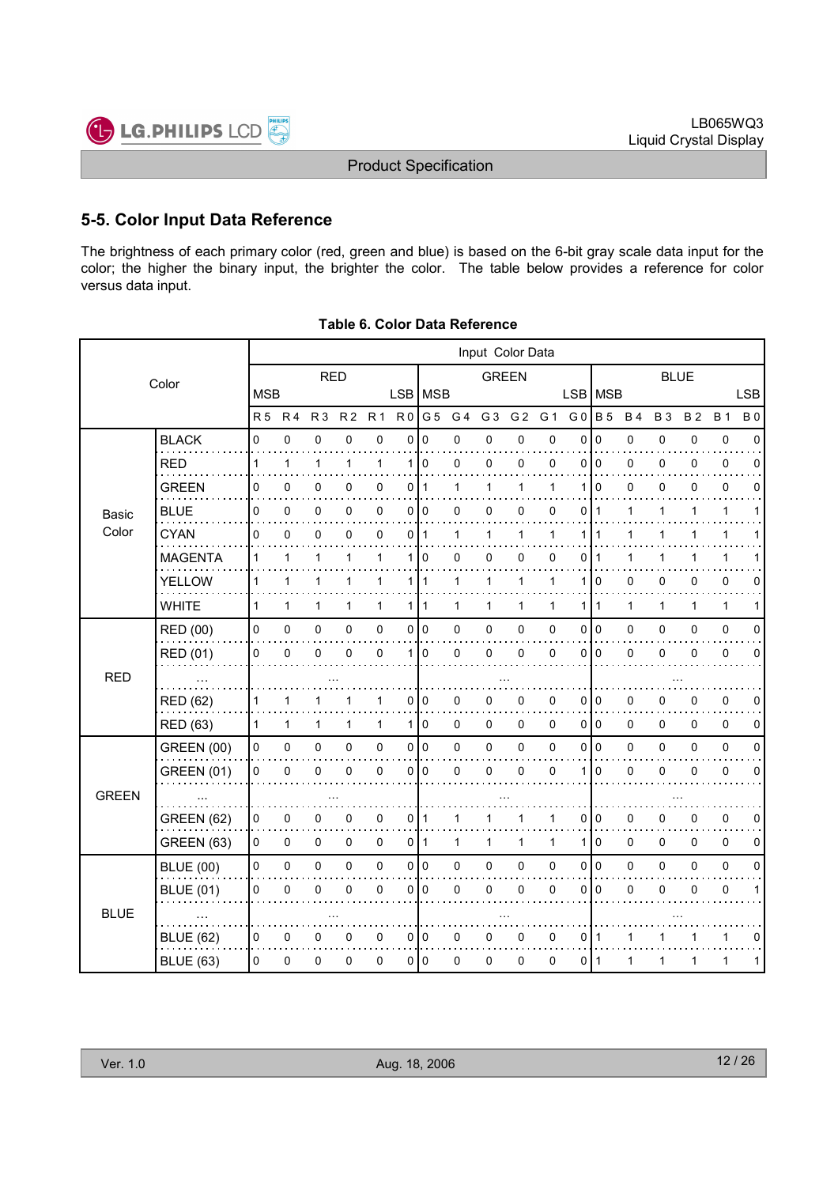## 5-5. Color Input Data Reference

The brightness of each primary color (red, green and blue) is based on the 6-bit gray scale data input for the color; the higher the binary input, the brighter the color. The table below provides a reference for color versus data input.

**Table 6. Color Data Reference**

| Color | | Input Color Data | | | | | | | | | | | | | | | | | |
|---|---|---|---|---|---|---|---|---|---|---|---|---|---|---|---|---|---|---|---|
| | | RED | | | | | | GREEN | | | | | | BLUE | | | | | |
| | | MSB | | | | | LSB | MSB | | | | | LSB | MSB | | | | | LSB |
| | | R 5 | R 4 | R 3 | R 2 | R 1 | R 0 | G 5 | G 4 | G 3 | G 2 | G 1 | G 0 | B 5 | B 4 | B 3 | B 2 | B 1 | B 0 |
| Basic Color | BLACK | 0 | 0 | 0 | 0 | 0 | 0 | 0 | 0 | 0 | 0 | 0 | 0 | 0 | 0 | 0 | 0 | 0 | 0 |
| | RED | 1 | 1 | 1 | 1 | 1 | 1 | 0 | 0 | 0 | 0 | 0 | 0 | 0 | 0 | 0 | 0 | 0 | 0 |
| | GREEN | 0 | 0 | 0 | 0 | 0 | 0 | 1 | 1 | 1 | 1 | 1 | 1 | 0 | 0 | 0 | 0 | 0 | 0 |
| | BLUE | 0 | 0 | 0 | 0 | 0 | 0 | 0 | 0 | 0 | 0 | 0 | 0 | 1 | 1 | 1 | 1 | 1 | 1 |
| | CYAN | 0 | 0 | 0 | 0 | 0 | 0 | 1 | 1 | 1 | 1 | 1 | 1 | 1 | 1 | 1 | 1 | 1 | 1 |
| | MAGENTA | 1 | 1 | 1 | 1 | 1 | 1 | 0 | 0 | 0 | 0 | 0 | 0 | 1 | 1 | 1 | 1 | 1 | 1 |
| | YELLOW | 1 | 1 | 1 | 1 | 1 | 1 | 1 | 1 | 1 | 1 | 1 | 1 | 0 | 0 | 0 | 0 | 0 | 0 |
| | WHITE | 1 | 1 | 1 | 1 | 1 | 1 | 1 | 1 | 1 | 1 | 1 | 1 | 1 | 1 | 1 | 1 | 1 | 1 |
| RED | RED (00) | 0 | 0 | 0 | 0 | 0 | 0 | 0 | 0 | 0 | 0 | 0 | 0 | 0 | 0 | 0 | 0 | 0 | 0 |
| | RED (01) | 0 | 0 | 0 | 0 | 0 | 1 | 0 | 0 | 0 | 0 | 0 | 0 | 0 | 0 | 0 | 0 | 0 | 0 |
| | ... | ... | | | | | | ... | | | | | | ... | | | | | |
| | RED (62) | 1 | 1 | 1 | 1 | 1 | 0 | 0 | 0 | 0 | 0 | 0 | 0 | 0 | 0 | 0 | 0 | 0 | 0 |
| | RED (63) | 1 | 1 | 1 | 1 | 1 | 1 | 0 | 0 | 0 | 0 | 0 | 0 | 0 | 0 | 0 | 0 | 0 | 0 |
| GREEN | GREEN (00) | 0 | 0 | 0 | 0 | 0 | 0 | 0 | 0 | 0 | 0 | 0 | 0 | 0 | 0 | 0 | 0 | 0 | 0 |
| | GREEN (01) | 0 | 0 | 0 | 0 | 0 | 0 | 0 | 0 | 0 | 0 | 0 | 1 | 0 | 0 | 0 | 0 | 0 | 0 |
| | ... | ... | | | | | | ... | | | | | | ... | | | | | |
| | GREEN (62) | 0 | 0 | 0 | 0 | 0 | 0 | 1 | 1 | 1 | 1 | 1 | 0 | 0 | 0 | 0 | 0 | 0 | 0 |
| | GREEN (63) | 0 | 0 | 0 | 0 | 0 | 0 | 1 | 1 | 1 | 1 | 1 | 1 | 0 | 0 | 0 | 0 | 0 | 0 |
| BLUE | BLUE (00) | 0 | 0 | 0 | 0 | 0 | 0 | 0 | 0 | 0 | 0 | 0 | 0 | 0 | 0 | 0 | 0 | 0 | 0 |
| | BLUE (01) | 0 | 0 | 0 | 0 | 0 | 0 | 0 | 0 | 0 | 0 | 0 | 0 | 0 | 0 | 0 | 0 | 0 | 1 |
| | ... | ... | | | | | | ... | | | | | | ... | | | | | |
| | BLUE (62) | 0 | 0 | 0 | 0 | 0 | 0 | 0 | 0 | 0 | 0 | 0 | 0 | 1 | 1 | 1 | 1 | 1 | 0 |
| | BLUE (63) | 0 | 0 | 0 | 0 | 0 | 0 | 0 | 0 | 0 | 0 | 0 | 0 | 1 | 1 | 1 | 1 | 1 | 1 |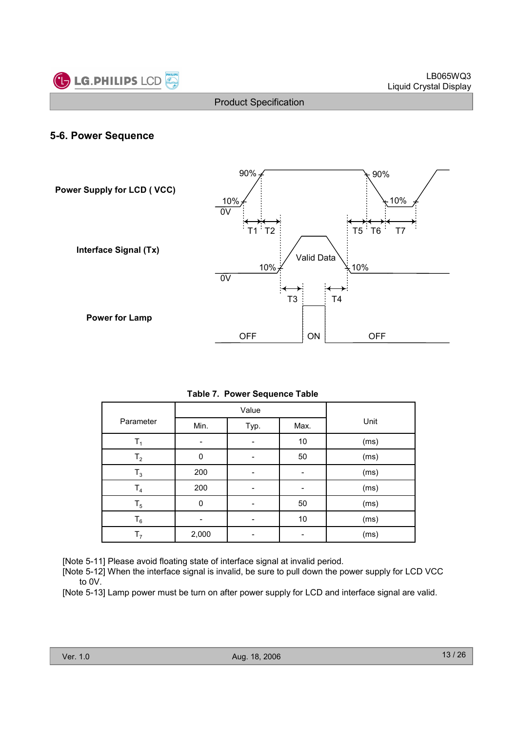## 5-6. Power Sequence

Power Supply for LCD ( VCC)

Interface Signal (Tx)

Power for Lamp

90% 10% 0V T1 T2 T5 T6 T7 90% 10%

Valid Data 10% 10% 0V T3 T4

OFF ON OFF

**Table 7. Power Sequence Table**

| Parameter | Value | | | Unit |
|---|---|---|---|---|
| | Min. | Typ. | Max. | |
| $T_1$ | - | - | 10 | (ms) |
| $T_2$ | 0 | - | 50 | (ms) |
| $T_3$ | 200 | - | - | (ms) |
| $T_4$ | 200 | - | - | (ms) |
| $T_5$ | 0 | - | 50 | (ms) |
| $T_6$ | - | - | 10 | (ms) |
| $T_7$ | 2,000 | - | - | (ms) |

[Note 5-11] Please avoid floating state of interface signal at invalid period.
[Note 5-12] When the interface signal is invalid, be sure to pull down the power supply for LCD VCC to 0V.
[Note 5-13] Lamp power must be turn on after power supply for LCD and interface signal are valid.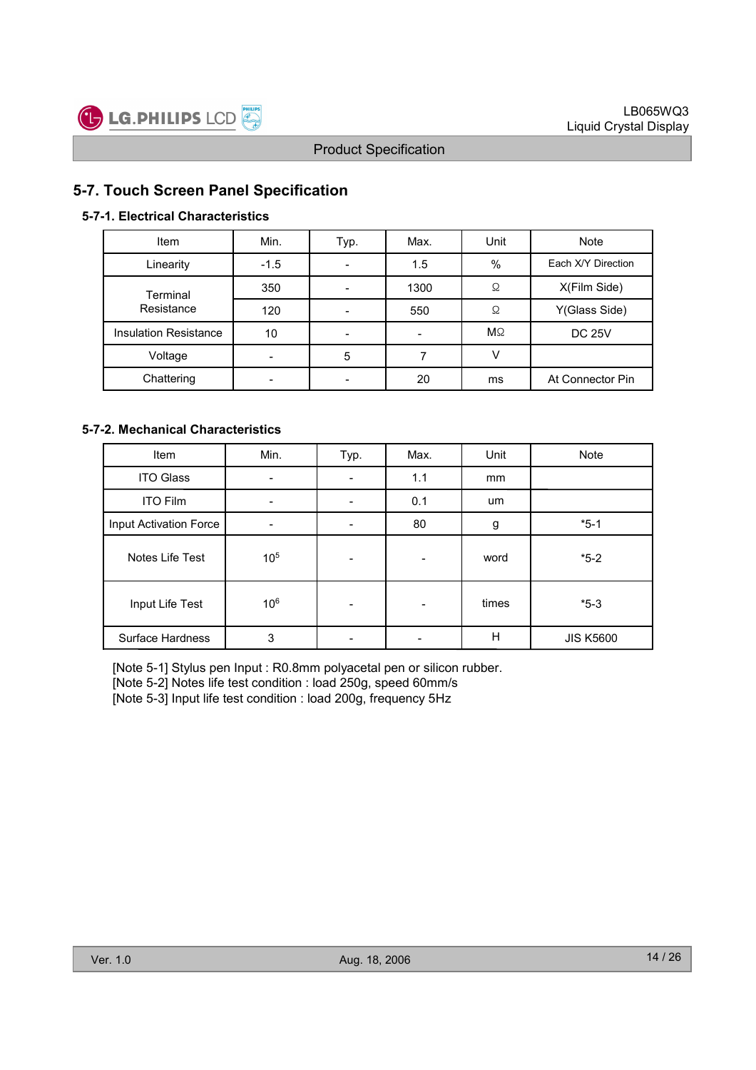## 5-7. Touch Screen Panel Specification

### 5-7-1. Electrical Characteristics

| Item | Min. | Typ. | Max. | Unit | Note |
|---|---|---|---|---|---|
| Linearity | -1.5 | - | 1.5 | % | Each X/Y Direction |
| Terminal Resistance | 350 | - | 1300 | Ω | X(Film Side) |
| | 120 | - | 550 | Ω | Y(Glass Side) |
| Insulation Resistance | 10 | - | - | MΩ | DC 25V |
| Voltage | - | 5 | 7 | V | |
| Chattering | - | - | 20 | ms | At Connector Pin |

### 5-7-2. Mechanical Characteristics

| Item | Min. | Typ. | Max. | Unit | Note |
|---|---|---|---|---|---|
| ITO Glass | - | - | 1.1 | mm | |
| ITO Film | - | - | 0.1 | um | |
| Input Activation Force | - | - | 80 | g | *5-1 |
| Notes Life Test | $10^5$ | - | - | word | *5-2 |
| Input Life Test | $10^6$ | - | - | times | *5-3 |
| Surface Hardness | 3 | - | - | H | JIS K5600 |

[Note 5-1] Stylus pen Input : R0.8mm polyacetal pen or silicon rubber.
[Note 5-2] Notes life test condition : load 250g, speed 60mm/s
[Note 5-3] Input life test condition : load 200g, frequency 5Hz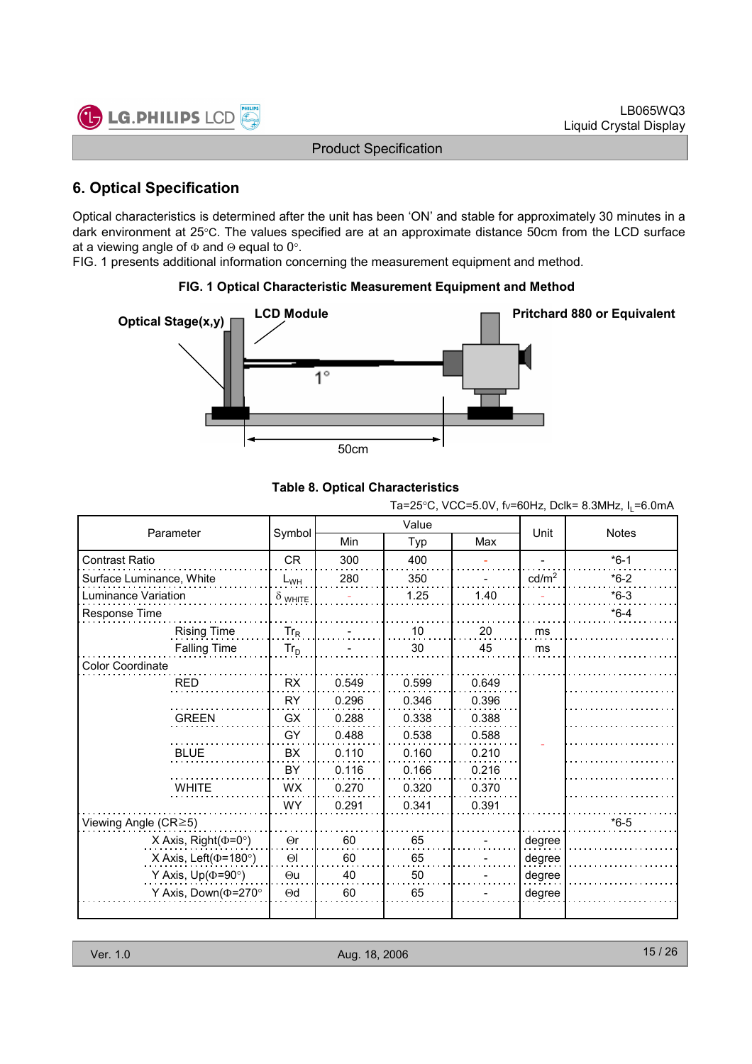## 6. Optical Specification

Optical characteristics is determined after the unit has been 'ON' and stable for approximately 30 minutes in a dark environment at 25°C. The values specified are at an approximate distance 50cm from the LCD surface at a viewing angle of Φ and Θ equal to 0°.

FIG. 1 presents additional information concerning the measurement equipment and method.

**FIG. 1 Optical Characteristic Measurement Equipment and Method**

Optical Stage(x,y)

LCD Module

Pritchard 880 or Equivalent

1°

50cm

**Table 8. Optical Characteristics**

Ta=25°C, VCC=5.0V, fv=60Hz, Dclk= 8.3MHz, $I_L$=6.0mA

| Parameter | | Symbol | Value | | | Unit | Notes |
|---|---|---|---|---|---|---|---|
| | | | Min | Typ | Max | | |
| Contrast Ratio | | CR | 300 | 400 | - | - | *6-1 |
| Surface Luminance, White | | $L_{WH}$ | 280 | 350 | - | cd/m² | *6-2 |
| Luminance Variation | | $\delta_{WHITE}$ | - | 1.25 | 1.40 | - | *6-3 |
| Response Time | | | | | | | *6-4 |
| | Rising Time | $Tr_R$ | - | 10 | 20 | ms | |
| | Falling Time | $Tr_D$ | - | 30 | 45 | ms | |
| Color Coordinate | | | | | | | |
| | RED | RX | 0.549 | 0.599 | 0.649 | - | |
| | | RY | 0.296 | 0.346 | 0.396 | | |
| | GREEN | GX | 0.288 | 0.338 | 0.388 | | |
| | | GY | 0.488 | 0.538 | 0.588 | | |
| | BLUE | BX | 0.110 | 0.160 | 0.210 | | |
| | | BY | 0.116 | 0.166 | 0.216 | | |
| | WHITE | WX | 0.270 | 0.320 | 0.370 | | |
| | | WY | 0.291 | 0.341 | 0.391 | | |
| Viewing Angle (CR≥5) | | | | | | | *6-5 |
| | X Axis, Right(Φ=0°) | Θr | 60 | 65 | - | degree | |
| | X Axis, Left(Φ=180°) | Θl | 60 | 65 | - | degree | |
| | Y Axis, Up(Φ=90°) | Θu | 40 | 50 | - | degree | |
| | Y Axis, Down(Φ=270°) | Θd | 60 | 65 | - | degree | |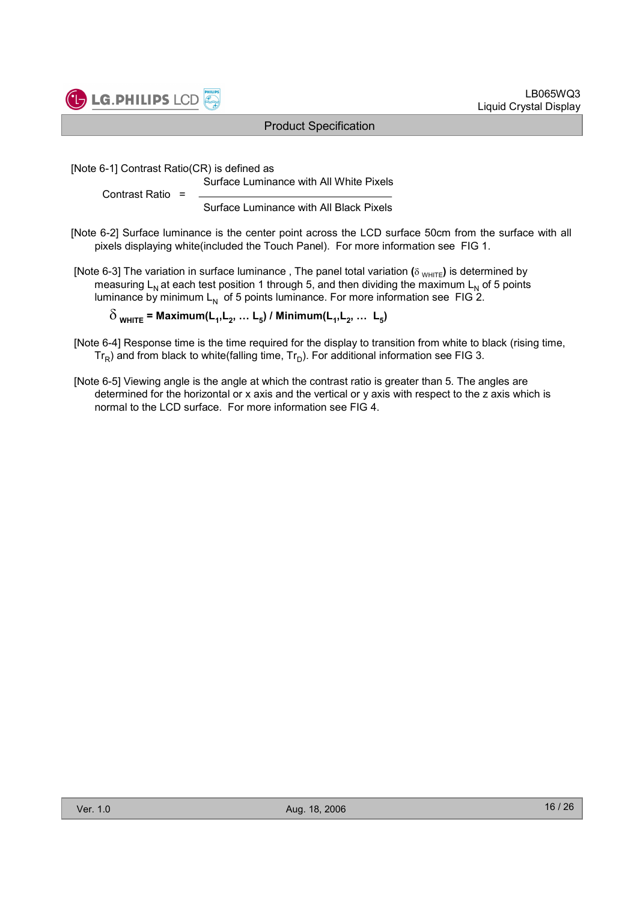[Note 6-1] Contrast Ratio(CR) is defined as

$$\text{Contrast Ratio} = \frac{\text{Surface Luminance with All White Pixels}}{\text{Surface Luminance with All Black Pixels}}$$

[Note 6-2] Surface luminance is the center point across the LCD surface 50cm from the surface with all pixels displaying white(included the Touch Panel). For more information see FIG 1.

[Note 6-3] The variation in surface luminance , The panel total variation ($\delta_{WHITE}$) is determined by measuring $L_N$ at each test position 1 through 5, and then dividing the maximum $L_N$ of 5 points luminance by minimum $L_N$ of 5 points luminance. For more information see FIG 2.

$$\delta_{WHITE} = \text{Maximum}(L_1, L_2, \ldots L_5) \,/\, \text{Minimum}(L_1, L_2, \ldots L_5)$$

[Note 6-4] Response time is the time required for the display to transition from white to black (rising time, $Tr_R$) and from black to white(falling time, $Tr_D$). For additional information see FIG 3.

[Note 6-5] Viewing angle is the angle at which the contrast ratio is greater than 5. The angles are determined for the horizontal or x axis and the vertical or y axis with respect to the z axis which is normal to the LCD surface. For more information see FIG 4.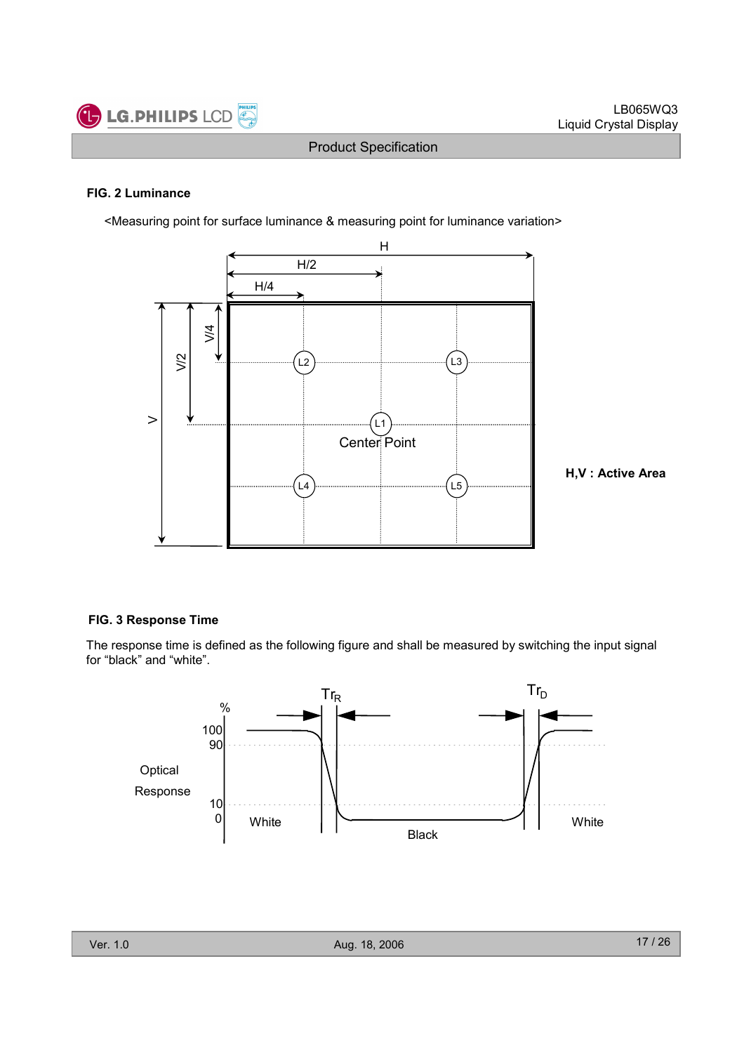**FIG. 2 Luminance**

<Measuring point for surface luminance & measuring point for luminance variation>

H,V : Active Area

**FIG. 3 Response Time**

The response time is defined as the following figure and shall be measured by switching the input signal for “black” and “white”.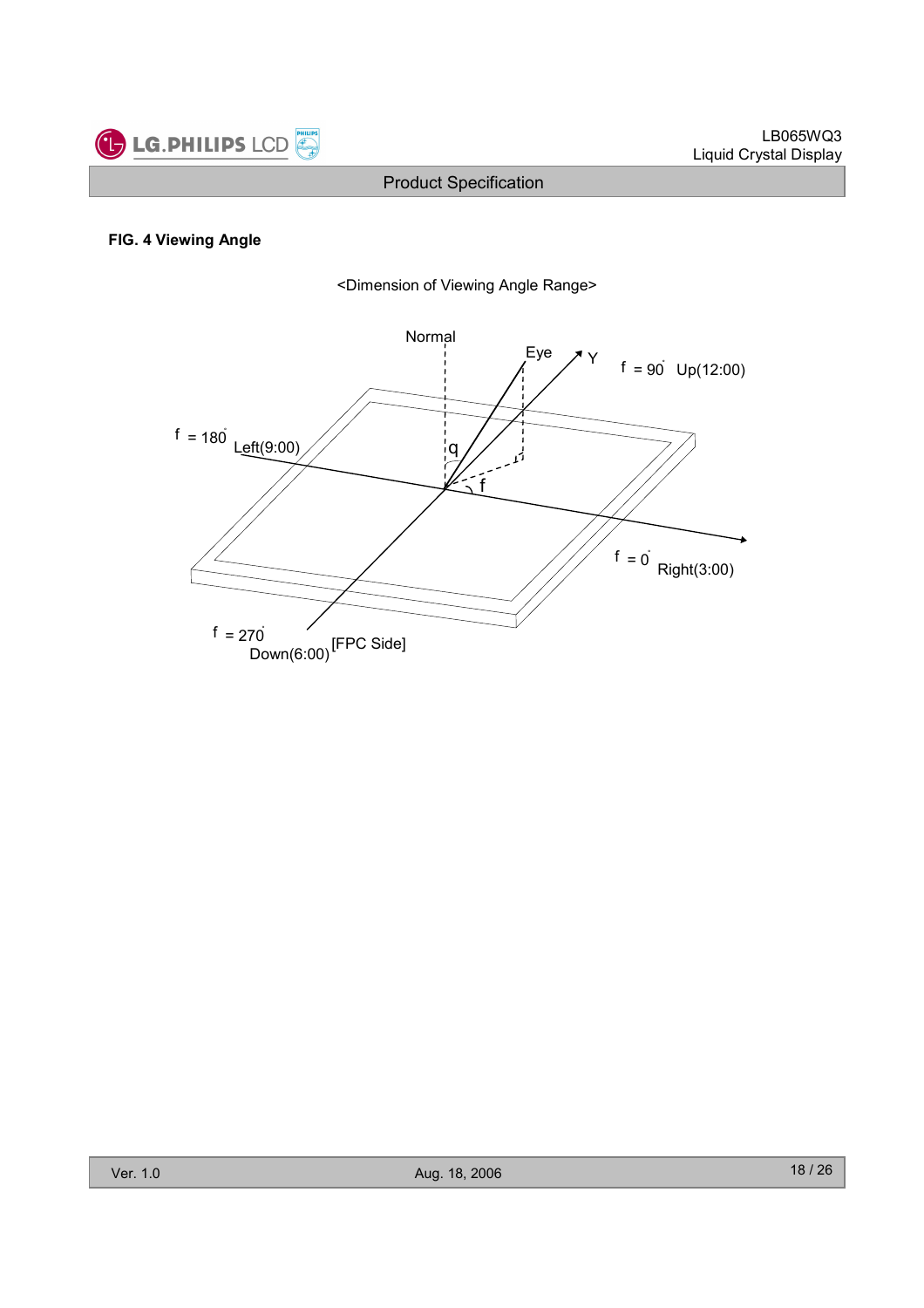**FIG. 4 Viewing Angle**

<Dimension of Viewing Angle Range>

Normal

Eye

Y

$\phi$ = 90° Up(12:00)

$\phi$ = 180° Left(9:00)

$\theta$

$\phi$

$\phi$ = 0° Right(3:00)

$\phi$ = 270° Down(6:00) [FPC Side]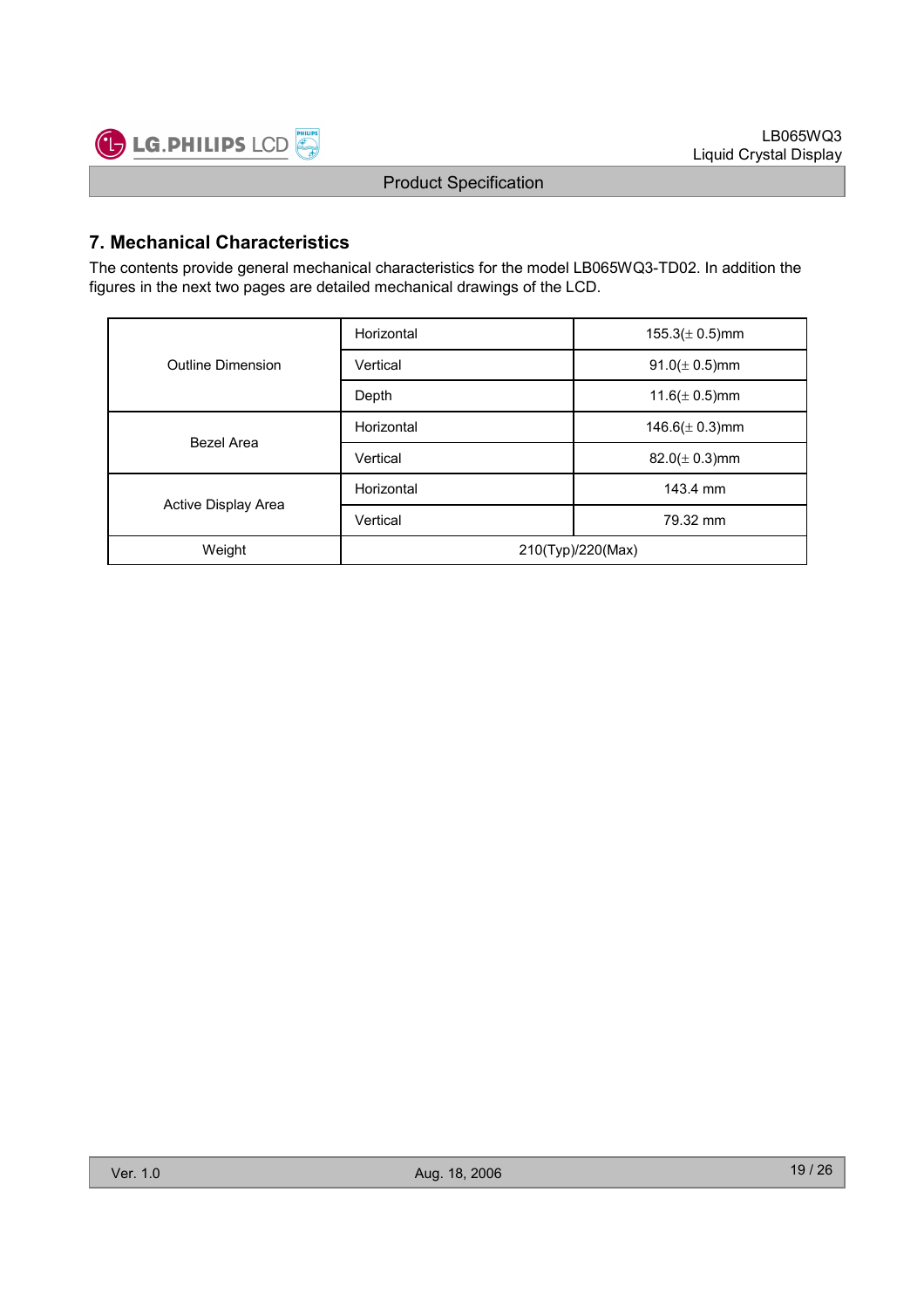## 7. Mechanical Characteristics

The contents provide general mechanical characteristics for the model LB065WQ3-TD02. In addition the figures in the next two pages are detailed mechanical drawings of the LCD.

| | | |
|---|---|---|
| Outline Dimension | Horizontal | 155.3(± 0.5)mm |
| | Vertical | 91.0(± 0.5)mm |
| | Depth | 11.6(± 0.5)mm |
| Bezel Area | Horizontal | 146.6(± 0.3)mm |
| | Vertical | 82.0(± 0.3)mm |
| Active Display Area | Horizontal | 143.4 mm |
| | Vertical | 79.32 mm |
| Weight | 210(Typ)/220(Max) | |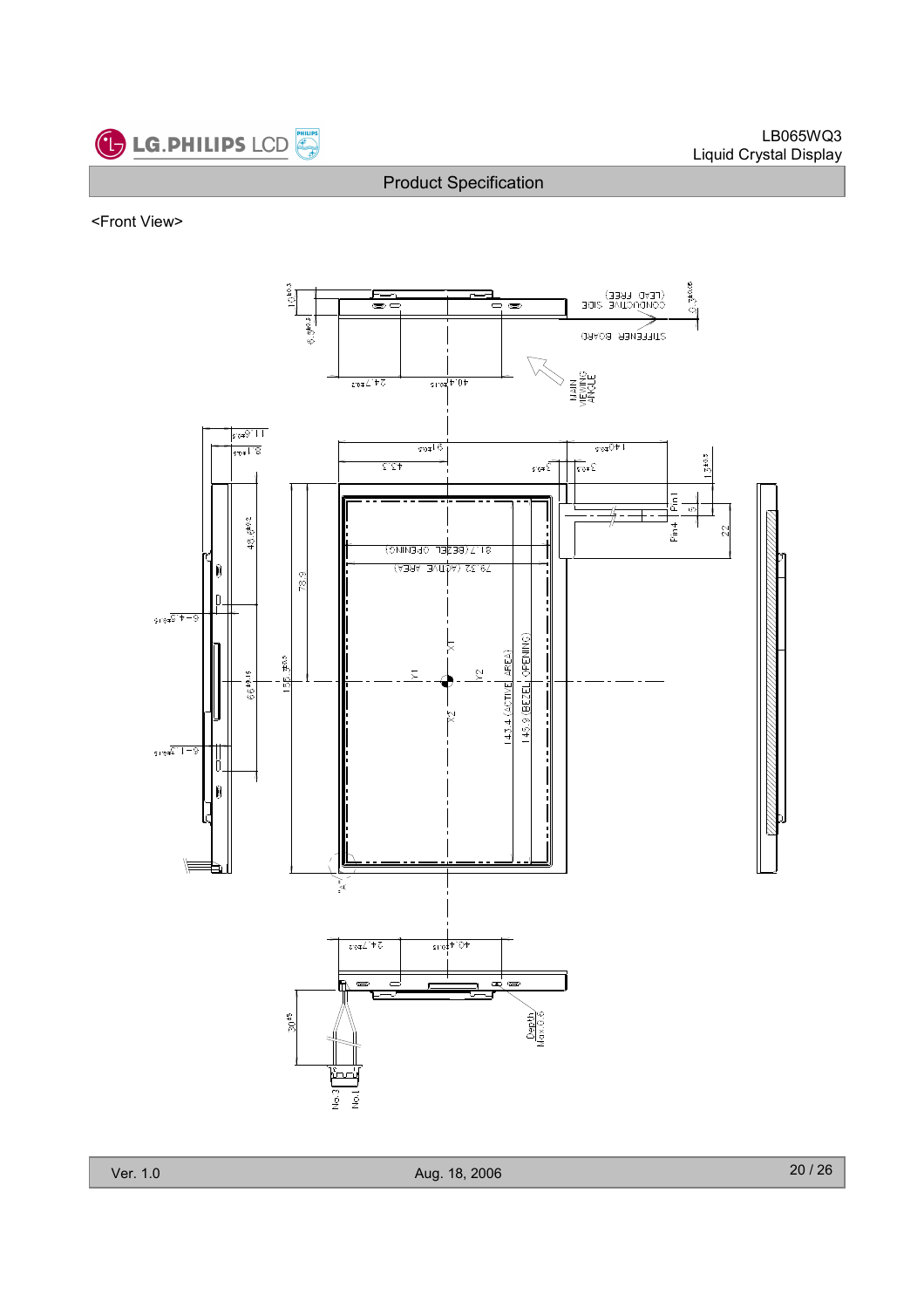## <Front View>

(LEAD FREE)
CONDUCTIVE SIDE

STIFFENER BOARD

MAIN VIEWING ANGLE

81.7 (BEZEL OPENING)

79.32 (ACTIVE AREA)

143.4 (ACTIVE AREA)

145.9 (BEZEL OPENING)

Pin1

Pin4

Depth Max.0.6

No.3

No.1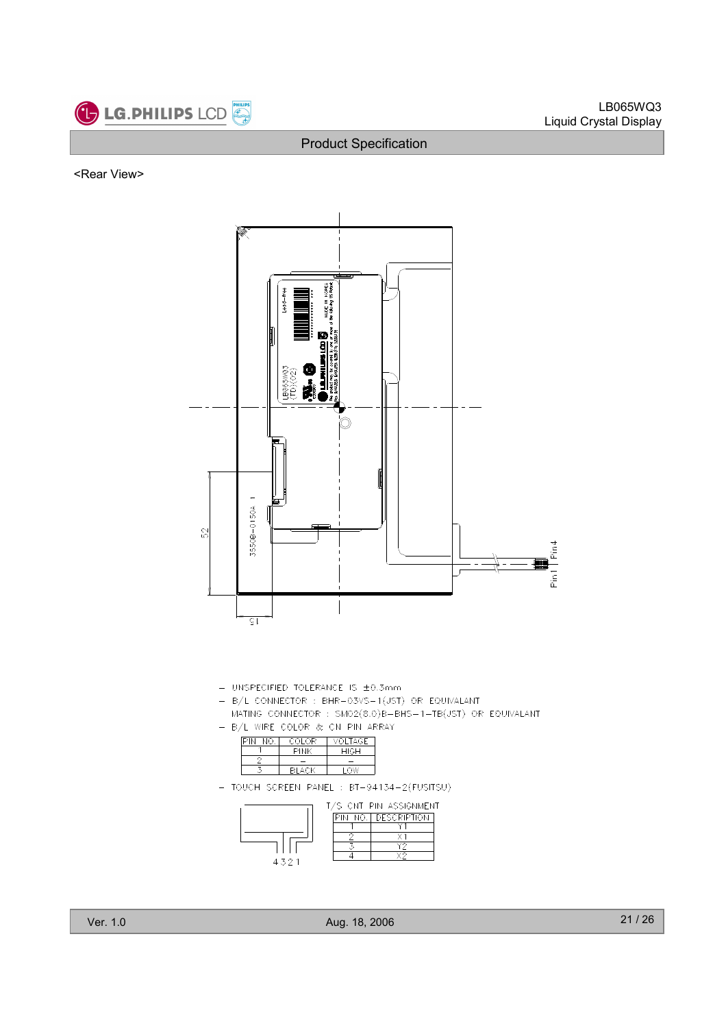<Rear View>

- UNSPECIFIED TOLERANCE IS ±0.3mm
- B/L CONNECTOR : BHR-03VS-1(JST) OR EQUIVALANT
  MATING CONNECTOR : SM02(8.0)B-BHS-1-TB(JST) OR EQUIVALANT
- B/L WIRE COLOR & CN PIN ARRAY

| PIN NO. | COLOR | VOLTAGE |
|---|---|---|
| 1 | PINK | HIGH |
| 2 | - | - |
| 3 | BLACK | LOW |

- TOUCH SCREEN PANEL : BT-94134-2(FUSITSU)

T/S CNT PIN ASSIGNMENT

| PIN NO. | DESCRIPTION |
|---|---|
| 1 | Y1 |
| 2 | X1 |
| 3 | Y2 |
| 4 | X2 |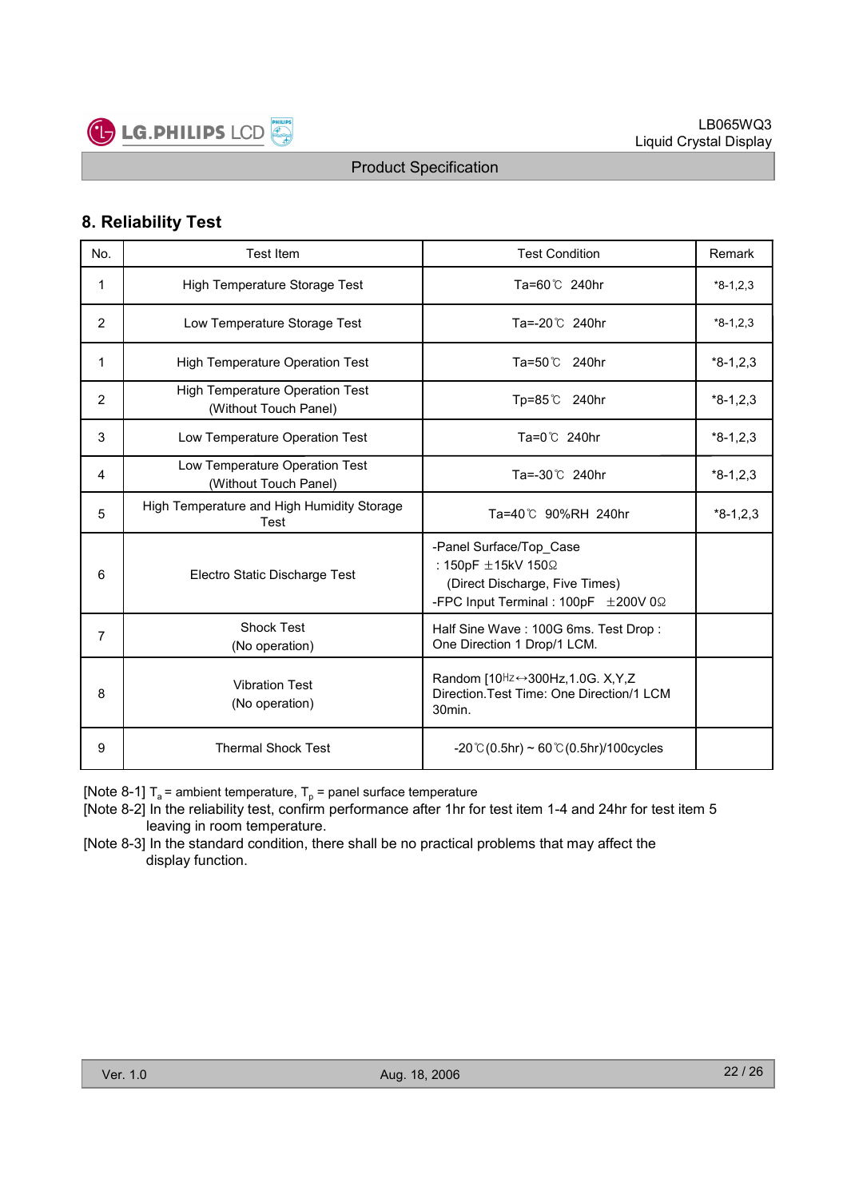## 8. Reliability Test

| No. | Test Item | Test Condition | Remark |
|---|---|---|---|
| 1 | High Temperature Storage Test | Ta=60℃ 240hr | *8-1,2,3 |
| 2 | Low Temperature Storage Test | Ta=-20℃ 240hr | *8-1,2,3 |
| 1 | High Temperature Operation Test | Ta=50℃ 240hr | *8-1,2,3 |
| 2 | High Temperature Operation Test (Without Touch Panel) | Tp=85℃ 240hr | *8-1,2,3 |
| 3 | Low Temperature Operation Test | Ta=0℃ 240hr | *8-1,2,3 |
| 4 | Low Temperature Operation Test (Without Touch Panel) | Ta=-30℃ 240hr | *8-1,2,3 |
| 5 | High Temperature and High Humidity Storage Test | Ta=40℃ 90%RH 240hr | *8-1,2,3 |
| 6 | Electro Static Discharge Test | -Panel Surface/Top_Case : 150pF ±15kV 150Ω (Direct Discharge, Five Times) -FPC Input Terminal : 100pF ±200V 0Ω | |
| 7 | Shock Test (No operation) | Half Sine Wave : 100G 6ms. Test Drop : One Direction 1 Drop/1 LCM. | |
| 8 | Vibration Test (No operation) | Random [10㎐↔300Hz,1.0G. X,Y,Z Direction.Test Time: One Direction/1 LCM 30min. | |
| 9 | Thermal Shock Test | -20℃(0.5hr) ~ 60℃(0.5hr)/100cycles | |

[Note 8-1] $T_a$ = ambient temperature, $T_p$ = panel surface temperature

[Note 8-2] In the reliability test, confirm performance after 1hr for test item 1-4 and 24hr for test item 5 leaving in room temperature.

[Note 8-3] In the standard condition, there shall be no practical problems that may affect the display function.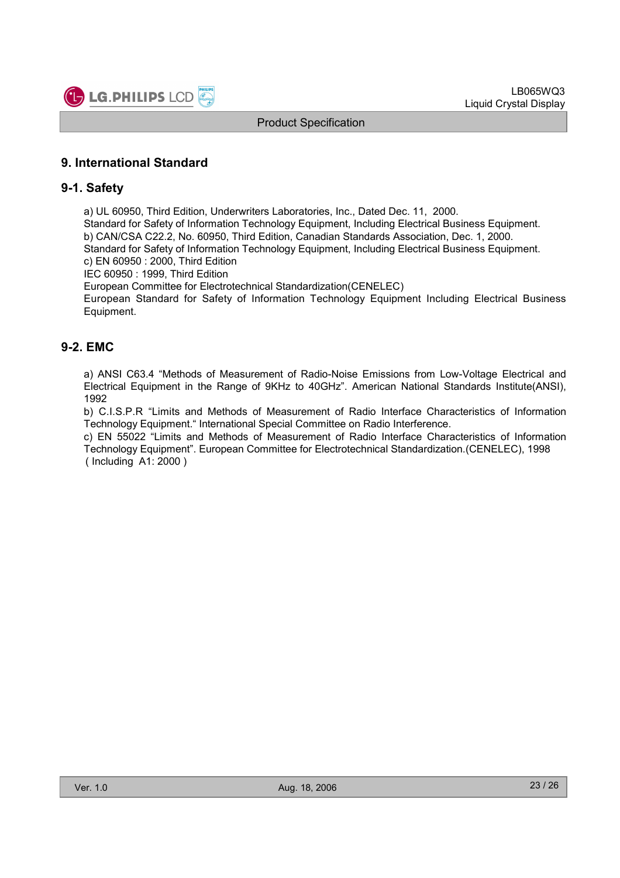# 9. International Standard

## 9-1. Safety

a) UL 60950, Third Edition, Underwriters Laboratories, Inc., Dated Dec. 11, 2000.
Standard for Safety of Information Technology Equipment, Including Electrical Business Equipment.
b) CAN/CSA C22.2, No. 60950, Third Edition, Canadian Standards Association, Dec. 1, 2000.
Standard for Safety of Information Technology Equipment, Including Electrical Business Equipment.
c) EN 60950 : 2000, Third Edition
IEC 60950 : 1999, Third Edition
European Committee for Electrotechnical Standardization(CENELEC)
European Standard for Safety of Information Technology Equipment Including Electrical Business Equipment.

## 9-2. EMC

a) ANSI C63.4 "Methods of Measurement of Radio-Noise Emissions from Low-Voltage Electrical and Electrical Equipment in the Range of 9KHz to 40GHz". American National Standards Institute(ANSI), 1992
b) C.I.S.P.R "Limits and Methods of Measurement of Radio Interface Characteristics of Information Technology Equipment." International Special Committee on Radio Interference.
c) EN 55022 "Limits and Methods of Measurement of Radio Interface Characteristics of Information Technology Equipment". European Committee for Electrotechnical Standardization.(CENELEC), 1998 ( Including A1: 2000 )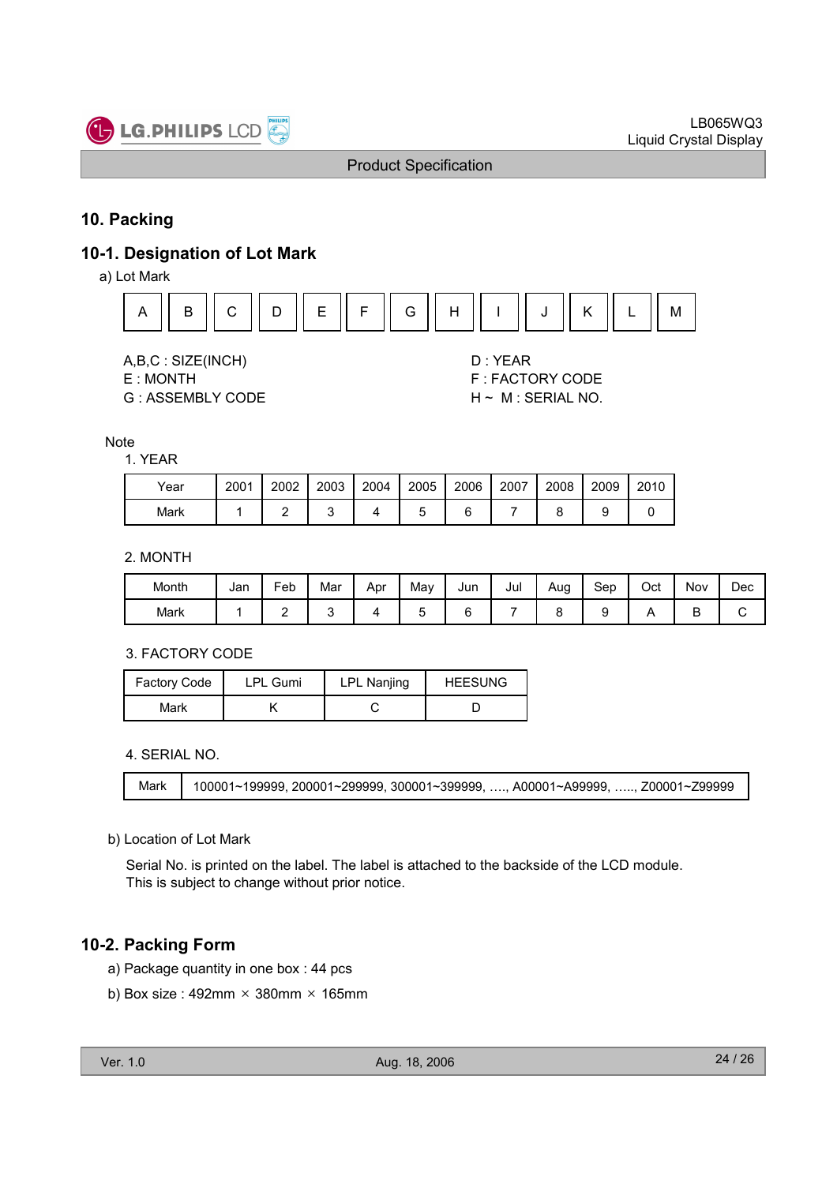## 10. Packing

### 10-1. Designation of Lot Mark

a) Lot Mark

| A | B | C | D | E | F | G | H | I | J | K | L | M |
|---|---|---|---|---|---|---|---|---|---|---|---|---|

A,B,C : SIZE(INCH)
E : MONTH
G : ASSEMBLY CODE

D : YEAR
F : FACTORY CODE
H ~ M : SERIAL NO.

Note

1. YEAR

| Year | 2001 | 2002 | 2003 | 2004 | 2005 | 2006 | 2007 | 2008 | 2009 | 2010 |
|---|---|---|---|---|---|---|---|---|---|---|
| Mark | 1 | 2 | 3 | 4 | 5 | 6 | 7 | 8 | 9 | 0 |

2. MONTH

| Month | Jan | Feb | Mar | Apr | May | Jun | Jul | Aug | Sep | Oct | Nov | Dec |
|---|---|---|---|---|---|---|---|---|---|---|---|---|
| Mark | 1 | 2 | 3 | 4 | 5 | 6 | 7 | 8 | 9 | A | B | C |

3. FACTORY CODE

| Factory Code | LPL Gumi | LPL Nanjing | HEESUNG |
|---|---|---|---|
| Mark | K | C | D |

4. SERIAL NO.

| Mark | 100001~199999, 200001~299999, 300001~399999, …., A00001~A99999, ….., Z00001~Z99999 |
|---|---|

b) Location of Lot Mark

Serial No. is printed on the label. The label is attached to the backside of the LCD module.
This is subject to change without prior notice.

### 10-2. Packing Form

a) Package quantity in one box : 44 pcs

b) Box size : 492mm × 380mm × 165mm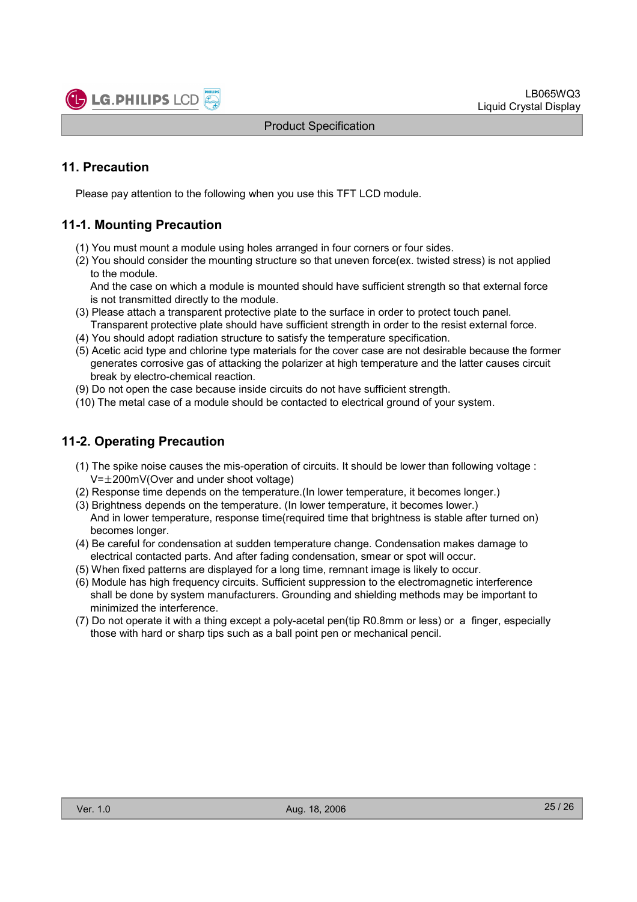## 11. Precaution

Please pay attention to the following when you use this TFT LCD module.

### 11-1. Mounting Precaution

(1) You must mount a module using holes arranged in four corners or four sides.
(2) You should consider the mounting structure so that uneven force(ex. twisted stress) is not applied to the module.
And the case on which a module is mounted should have sufficient strength so that external force is not transmitted directly to the module.
(3) Please attach a transparent protective plate to the surface in order to protect touch panel.
Transparent protective plate should have sufficient strength in order to the resist external force.
(4) You should adopt radiation structure to satisfy the temperature specification.
(5) Acetic acid type and chlorine type materials for the cover case are not desirable because the former generates corrosive gas of attacking the polarizer at high temperature and the latter causes circuit break by electro-chemical reaction.
(9) Do not open the case because inside circuits do not have sufficient strength.
(10) The metal case of a module should be contacted to electrical ground of your system.

### 11-2. Operating Precaution

(1) The spike noise causes the mis-operation of circuits. It should be lower than following voltage : V=±200mV(Over and under shoot voltage)
(2) Response time depends on the temperature.(In lower temperature, it becomes longer.)
(3) Brightness depends on the temperature. (In lower temperature, it becomes lower.)
And in lower temperature, response time(required time that brightness is stable after turned on) becomes longer.
(4) Be careful for condensation at sudden temperature change. Condensation makes damage to electrical contacted parts. And after fading condensation, smear or spot will occur.
(5) When fixed patterns are displayed for a long time, remnant image is likely to occur.
(6) Module has high frequency circuits. Sufficient suppression to the electromagnetic interference shall be done by system manufacturers. Grounding and shielding methods may be important to minimized the interference.
(7) Do not operate it with a thing except a poly-acetal pen(tip R0.8mm or less) or a finger, especially those with hard or sharp tips such as a ball point pen or mechanical pencil.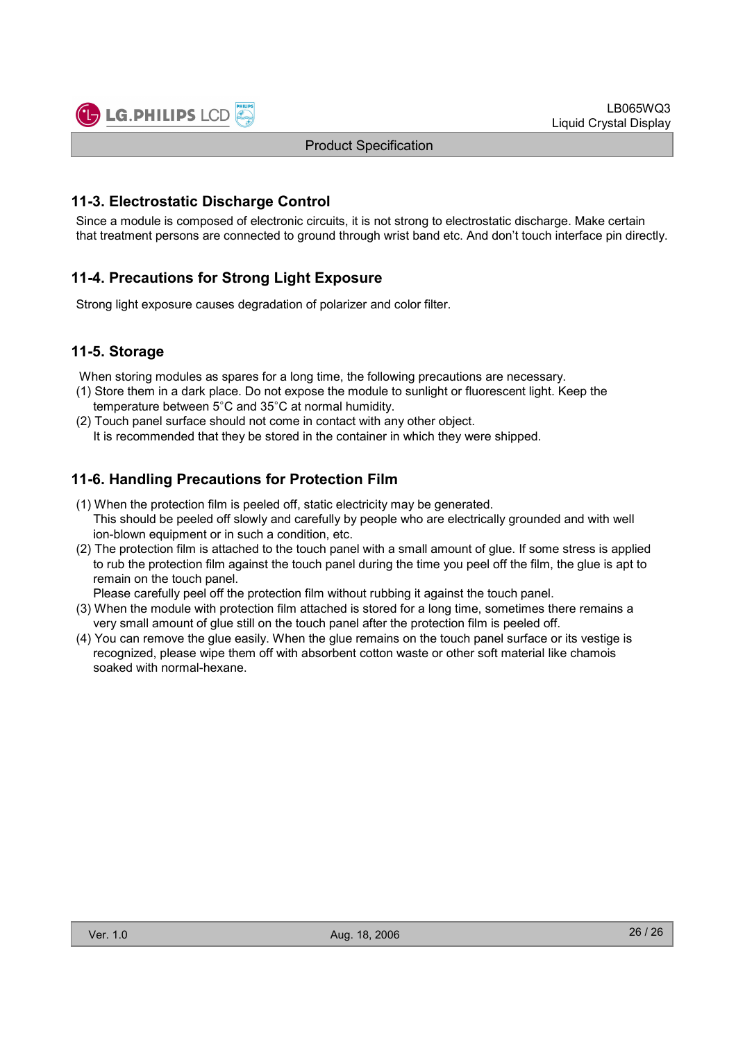### 11-3. Electrostatic Discharge Control

Since a module is composed of electronic circuits, it is not strong to electrostatic discharge. Make certain that treatment persons are connected to ground through wrist band etc. And don't touch interface pin directly.

### 11-4. Precautions for Strong Light Exposure

Strong light exposure causes degradation of polarizer and color filter.

### 11-5. Storage

When storing modules as spares for a long time, the following precautions are necessary.

(1) Store them in a dark place. Do not expose the module to sunlight or fluorescent light. Keep the temperature between 5°C and 35°C at normal humidity.

(2) Touch panel surface should not come in contact with any other object.
It is recommended that they be stored in the container in which they were shipped.

### 11-6. Handling Precautions for Protection Film

(1) When the protection film is peeled off, static electricity may be generated.
This should be peeled off slowly and carefully by people who are electrically grounded and with well ion-blown equipment or in such a condition, etc.

(2) The protection film is attached to the touch panel with a small amount of glue. If some stress is applied to rub the protection film against the touch panel during the time you peel off the film, the glue is apt to remain on the touch panel.
Please carefully peel off the protection film without rubbing it against the touch panel.

(3) When the module with protection film attached is stored for a long time, sometimes there remains a very small amount of glue still on the touch panel after the protection film is peeled off.

(4) You can remove the glue easily. When the glue remains on the touch panel surface or its vestige is recognized, please wipe them off with absorbent cotton waste or other soft material like chamois soaked with normal-hexane.